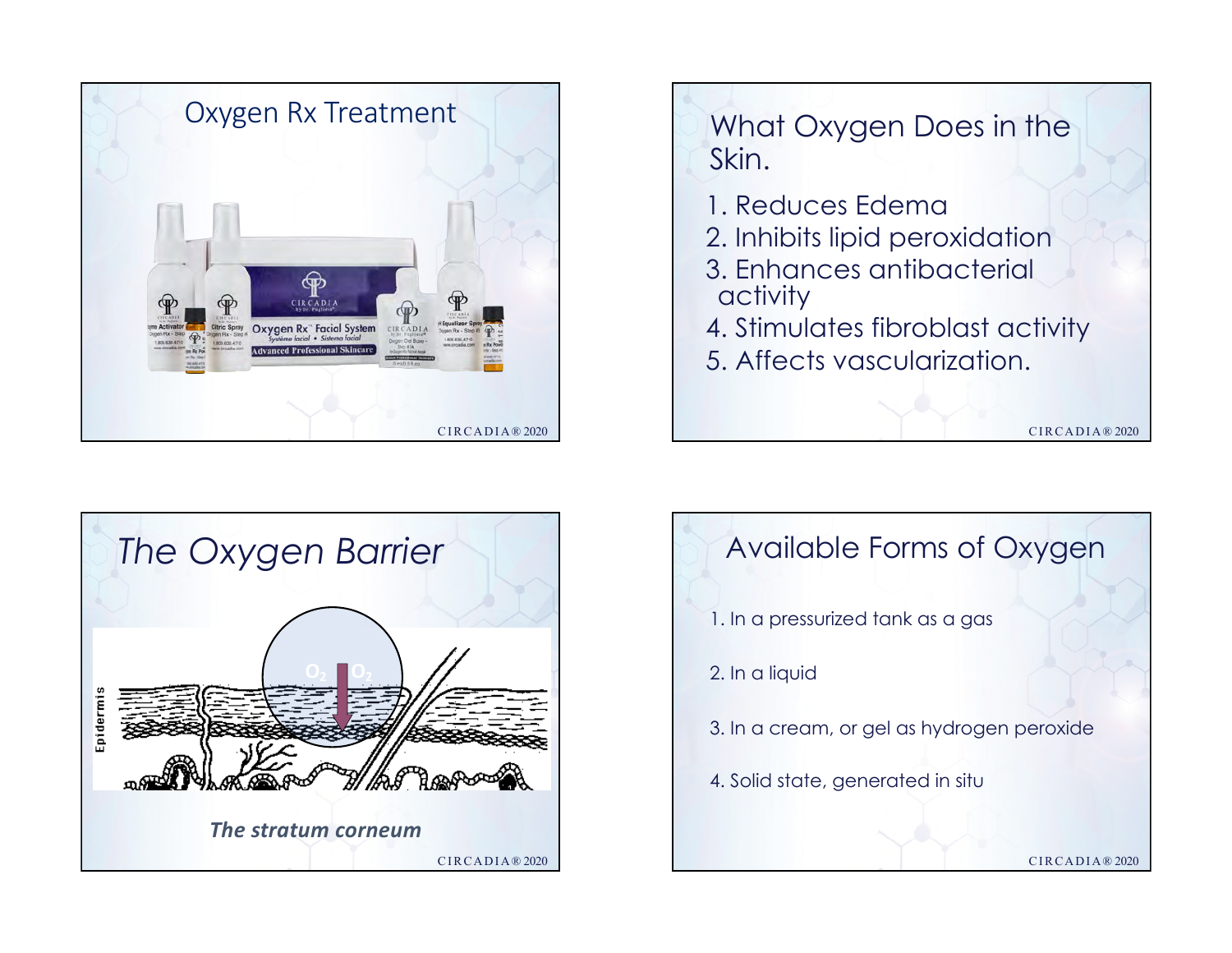## Oxygen Rx Treatment

## What Oxygen Does in the Skin.

1. Reduces Edema
2. Inhibits lipid peroxidation
3. Enhances antibacterial activity
4. Stimulates fibroblast activity
5. Affects vascularization.

## *The Oxygen Barrier*

***The stratum corneum***

## Available Forms of Oxygen

1. In a pressurized tank as a gas
2. In a liquid
3. In a cream, or gel as hydrogen peroxide
4. Solid state, generated in situ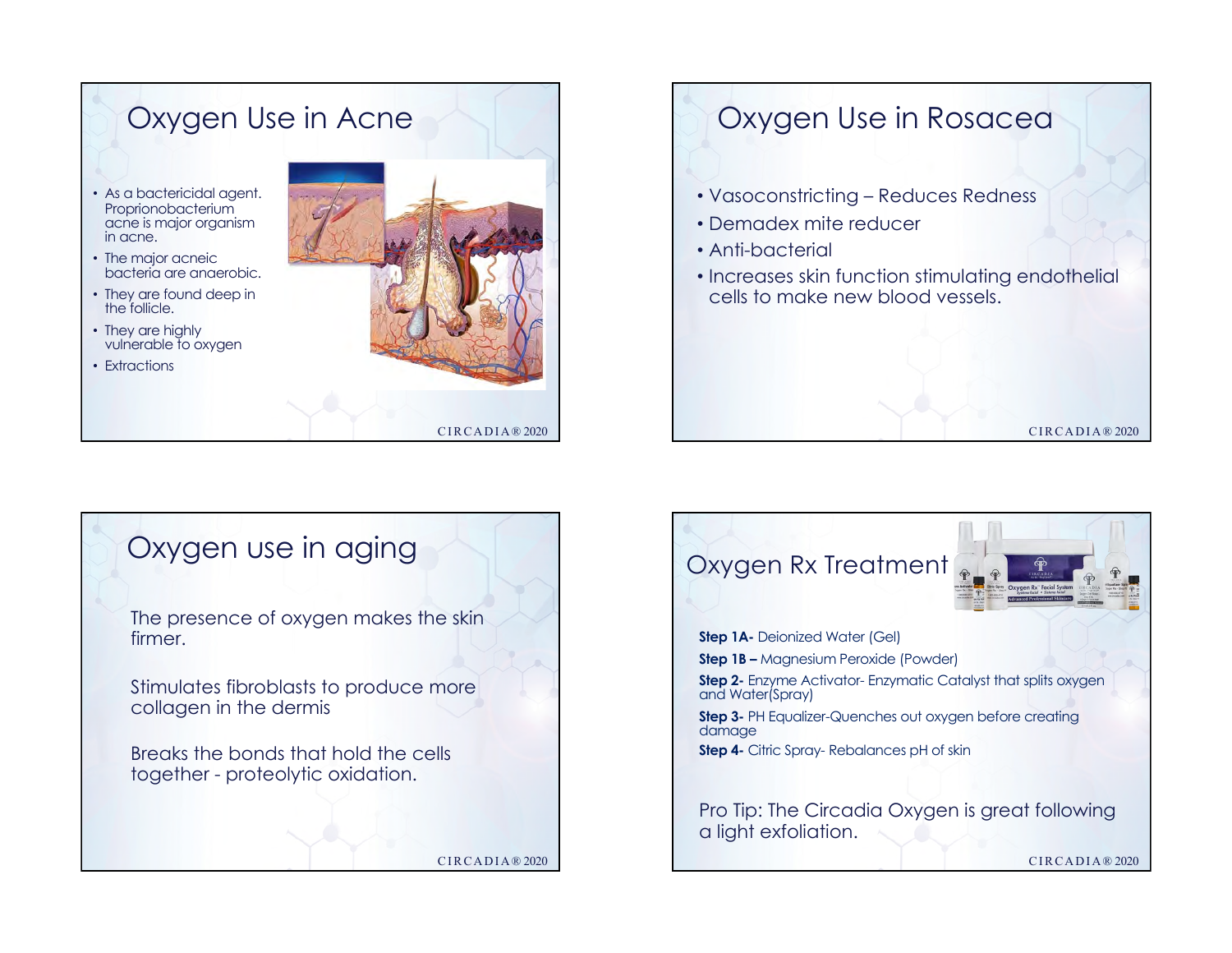# Oxygen Use in Acne

- As a bactericidal agent. Proprionobacterium acne is major organism in acne.
- The major acneic bacteria are anaerobic.
- They are found deep in the follicle.
- They are highly vulnerable to oxygen
- Extractions

# Oxygen Use in Rosacea

- Vasoconstricting – Reduces Redness
- Demadex mite reducer
- Anti-bacterial
- Increases skin function stimulating endothelial cells to make new blood vessels.

# Oxygen use in aging

The presence of oxygen makes the skin firmer.

Stimulates fibroblasts to produce more collagen in the dermis

Breaks the bonds that hold the cells together - proteolytic oxidation.

# Oxygen Rx Treatment

**Step 1A-** Deionized Water (Gel)

**Step 1B –** Magnesium Peroxide (Powder)

**Step 2-** Enzyme Activator- Enzymatic Catalyst that splits oxygen and Water(Spray)

**Step 3-** PH Equalizer-Quenches out oxygen before creating damage

**Step 4-** Citric Spray- Rebalances pH of skin

Pro Tip: The Circadia Oxygen is great following a light exfoliation.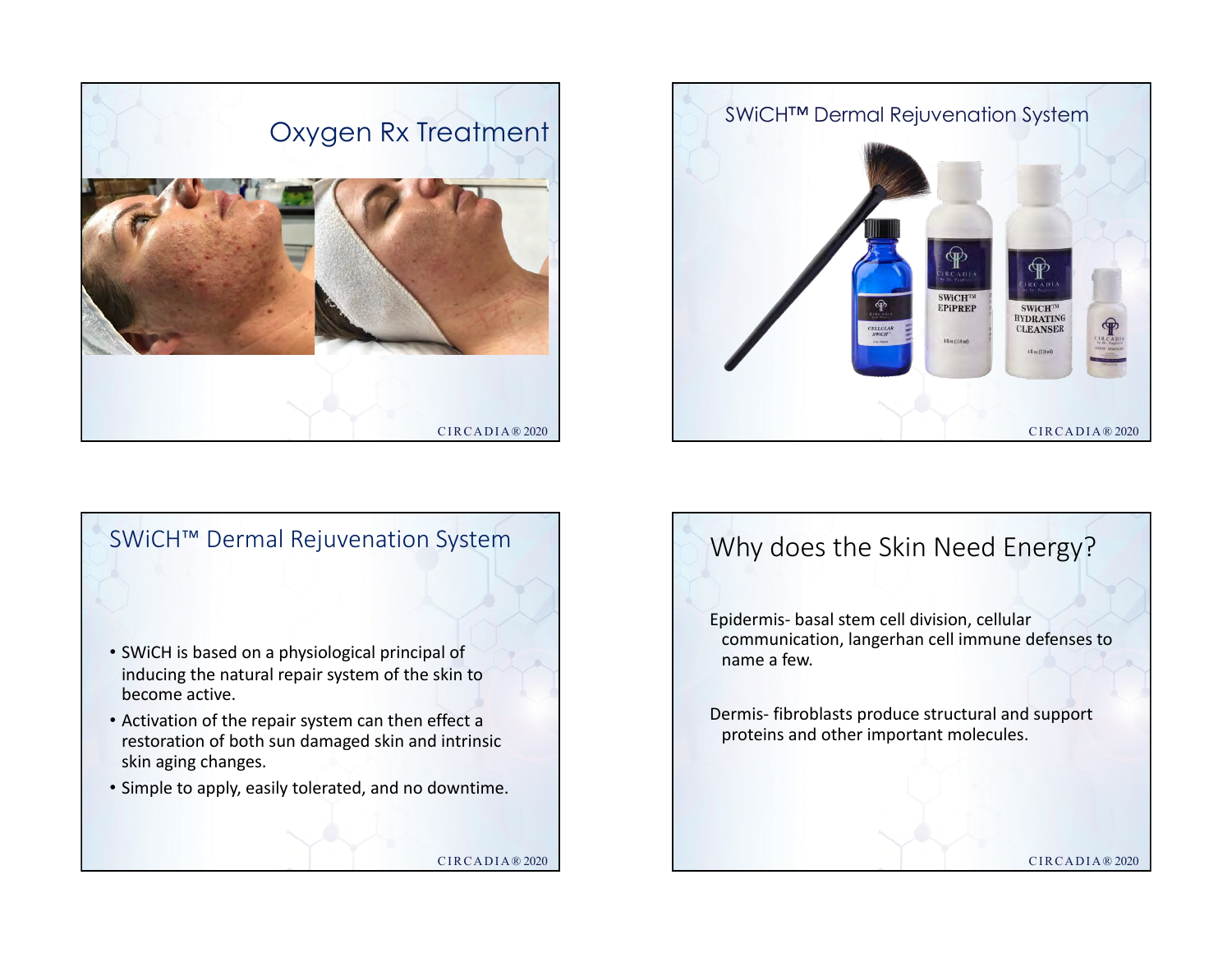## Oxygen Rx Treatment

## SWiCH™ Dermal Rejuvenation System

## SWiCH™ Dermal Rejuvenation System

- SWiCH is based on a physiological principal of inducing the natural repair system of the skin to become active.
- Activation of the repair system can then effect a restoration of both sun damaged skin and intrinsic skin aging changes.
- Simple to apply, easily tolerated, and no downtime.

## Why does the Skin Need Energy?

Epidermis- basal stem cell division, cellular communication, langerhan cell immune defenses to name a few.

Dermis- fibroblasts produce structural and support proteins and other important molecules.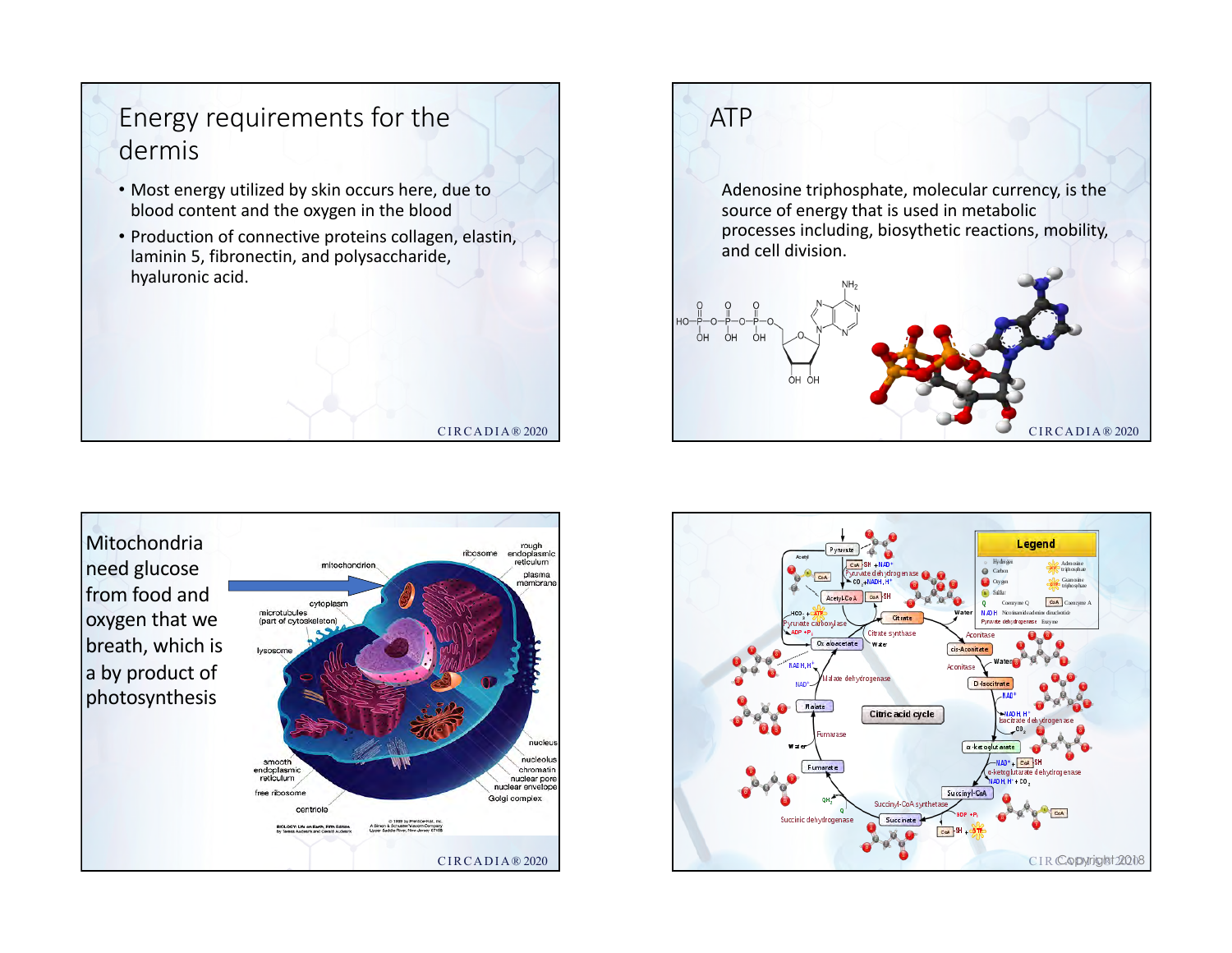# Energy requirements for the dermis

- Most energy utilized by skin occurs here, due to blood content and the oxygen in the blood
- Production of connective proteins collagen, elastin, laminin 5, fibronectin, and polysaccharide, hyaluronic acid.

# ATP

Adenosine triphosphate, molecular currency, is the source of energy that is used in metabolic processes including, biosythetic reactions, mobility, and cell division.

# Mitochondria need glucose from food and oxygen that we breath, which is a by product of photosynthesis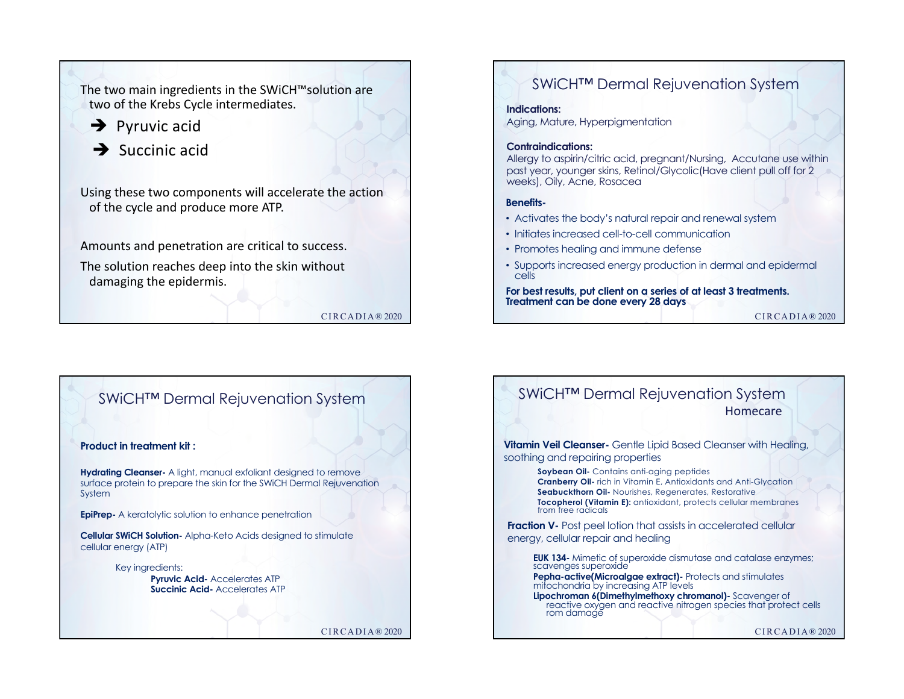The two main ingredients in the SWiCH™solution are two of the Krebs Cycle intermediates.

- ➔ Pyruvic acid
- ➔ Succinic acid

Using these two components will accelerate the action of the cycle and produce more ATP.

Amounts and penetration are critical to success.

The solution reaches deep into the skin without damaging the epidermis.

## SWiCH™ Dermal Rejuvenation System

**Indications:**
Aging, Mature, Hyperpigmentation

**Contraindications:**
Allergy to aspirin/citric acid, pregnant/Nursing, Accutane use within past year, younger skins, Retinol/Glycolic(Have client pull off for 2 weeks), Oily, Acne, Rosacea

**Benefits-**

- Activates the body's natural repair and renewal system
- Initiates increased cell-to-cell communication
- Promotes healing and immune defense
- Supports increased energy production in dermal and epidermal cells

**For best results, put client on a series of at least 3 treatments. Treatment can be done every 28 days**

## SWiCH™ Dermal Rejuvenation System

**Product in treatment kit :**

**Hydrating Cleanser-** A light, manual exfoliant designed to remove surface protein to prepare the skin for the SWiCH Dermal Rejuvenation System

**EpiPrep-** A keratolytic solution to enhance penetration

**Cellular SWiCH Solution-** Alpha-Keto Acids designed to stimulate cellular energy (ATP)

Key ingredients:

- **Pyruvic Acid-** Accelerates ATP
- **Succinic Acid-** Accelerates ATP

## SWiCH™ Dermal Rejuvenation System

### Homecare

**Vitamin Veil Cleanser-** Gentle Lipid Based Cleanser with Healing, soothing and repairing properties

- **Soybean Oil-** Contains anti-aging peptides
- **Cranberry Oil-** rich in Vitamin E, Antioxidants and Anti-Glycation
- **Seabuckthorn Oil-** Nourishes, Regenerates, Restorative
- **Tocopherol (Vitamin E):** antioxidant, protects cellular membranes from free radicals

**Fraction V-** Post peel lotion that assists in accelerated cellular energy, cellular repair and healing

- **EUK 134-** Mimetic of superoxide dismutase and catalase enzymes; scavenges superoxide
- **Pepha-active(Microalgae extract)-** Protects and stimulates mitochondria by increasing ATP levels
- **Lipochroman 6(Dimethylmethoxy chromanol)-** Scavenger of reactive oxygen and reactive nitrogen species that protect cells rom damage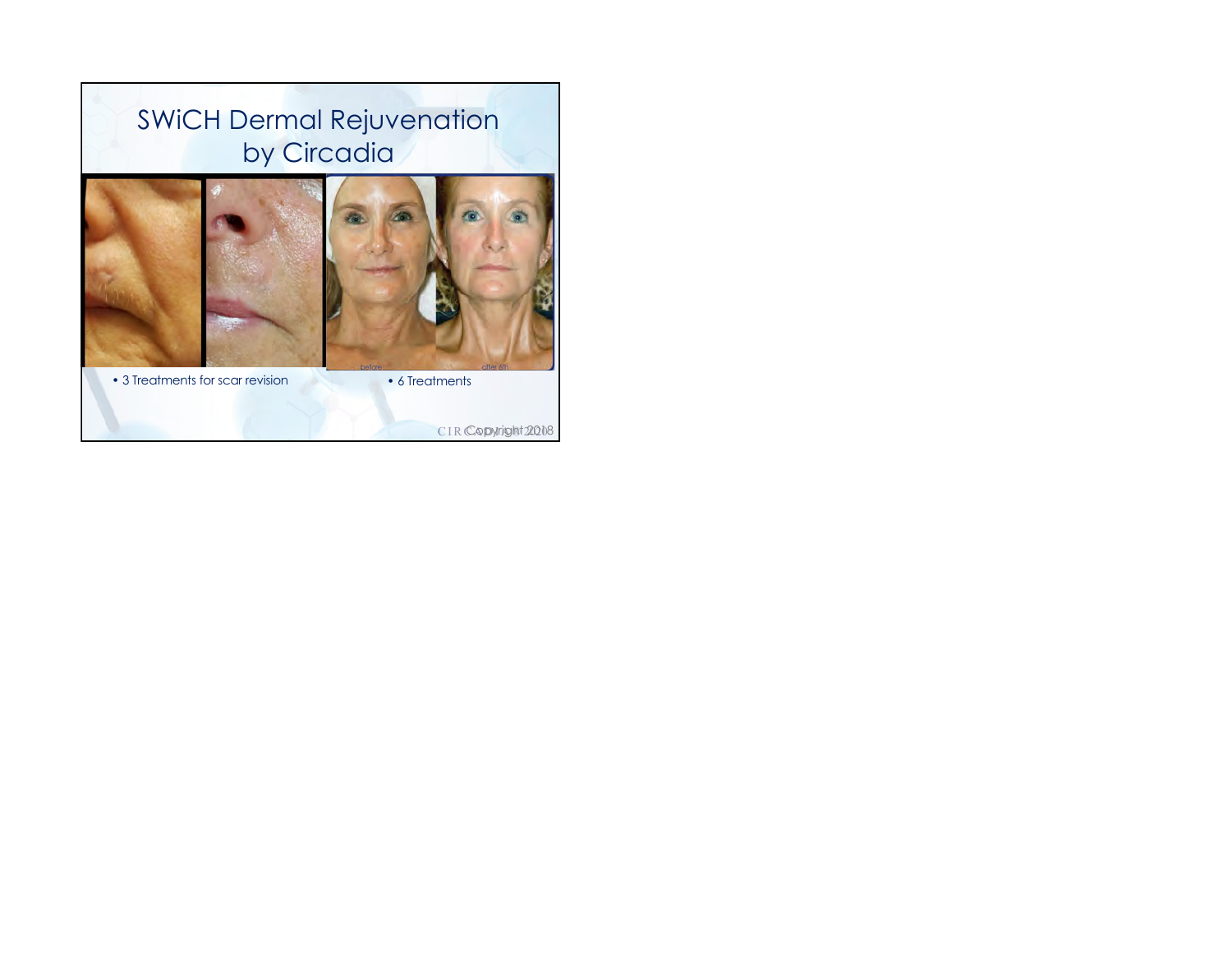# SWiCH Dermal Rejuvenation by Circadia

- 3 Treatments for scar revision
- 6 Treatments